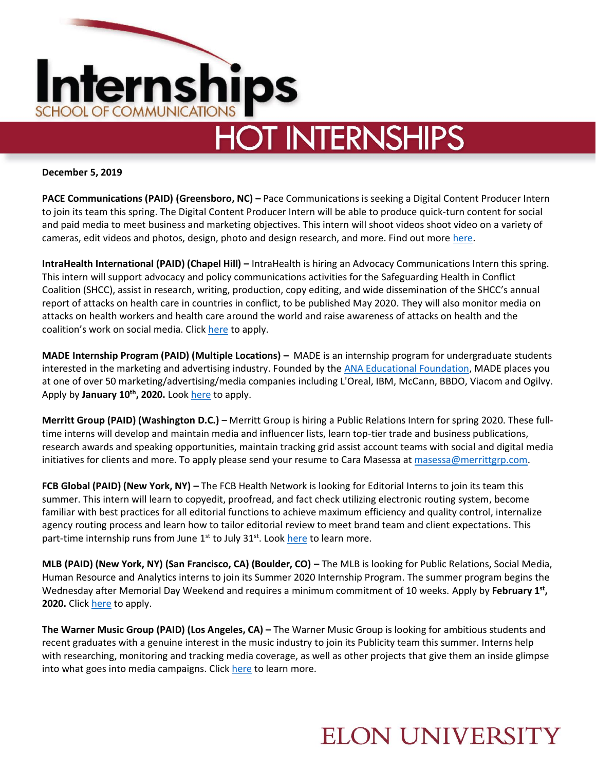# Internships

SCHOOL OF COMMUNICATIONS

## HOT INTERNSHIPS

**December 5, 2019**

**PACE Communications (PAID) (Greensboro, NC) –** Pace Communications is seeking a Digital Content Producer Intern to join its team this spring. The Digital Content Producer Intern will be able to produce quick-turn content for social and paid media to meet business and marketing objectives. This intern will shoot videos shoot video on a variety of cameras, edit videos and photos, design, photo and design research, and more. Find out more here.

**IntraHealth International (PAID) (Chapel Hill) –** IntraHealth is hiring an Advocacy Communications Intern this spring. This intern will support advocacy and policy communications activities for the Safeguarding Health in Conflict Coalition (SHCC), assist in research, writing, production, copy editing, and wide dissemination of the SHCC's annual report of attacks on health care in countries in conflict, to be published May 2020. They will also monitor media on attacks on health workers and health care around the world and raise awareness of attacks on health and the coalition's work on social media. Click here to apply.

**MADE Internship Program (PAID) (Multiple Locations) –** MADE is an internship program for undergraduate students interested in the marketing and advertising industry. Founded by the ANA Educational Foundation, MADE places you at one of over 50 marketing/advertising/media companies including L'Oreal, IBM, McCann, BBDO, Viacom and Ogilvy. Apply by **January 10th, 2020.** Look here to apply.

**Merritt Group (PAID) (Washington D.C.)** – Merritt Group is hiring a Public Relations Intern for spring 2020. These full-time interns will develop and maintain media and influencer lists, learn top-tier trade and business publications, research awards and speaking opportunities, maintain tracking grid assist account teams with social and digital media initiatives for clients and more. To apply please send your resume to Cara Masessa at masessa@merrittgrp.com.

**FCB Global (PAID) (New York, NY) –** The FCB Health Network is looking for Editorial Interns to join its team this summer. This intern will learn to copyedit, proofread, and fact check utilizing electronic routing system, become familiar with best practices for all editorial functions to achieve maximum efficiency and quality control, internalize agency routing process and learn how to tailor editorial review to meet brand team and client expectations. This part-time internship runs from June 1st to July 31st. Look here to learn more.

**MLB (PAID) (New York, NY) (San Francisco, CA) (Boulder, CO) –** The MLB is looking for Public Relations, Social Media, Human Resource and Analytics interns to join its Summer 2020 Internship Program. The summer program begins the Wednesday after Memorial Day Weekend and requires a minimum commitment of 10 weeks. Apply by **February 1st, 2020.** Click here to apply.

**The Warner Music Group (PAID) (Los Angeles, CA) –** The Warner Music Group is looking for ambitious students and recent graduates with a genuine interest in the music industry to join its Publicity team this summer. Interns help with researching, monitoring and tracking media coverage, as well as other projects that give them an inside glimpse into what goes into media campaigns. Click here to learn more.

ELON UNIVERSITY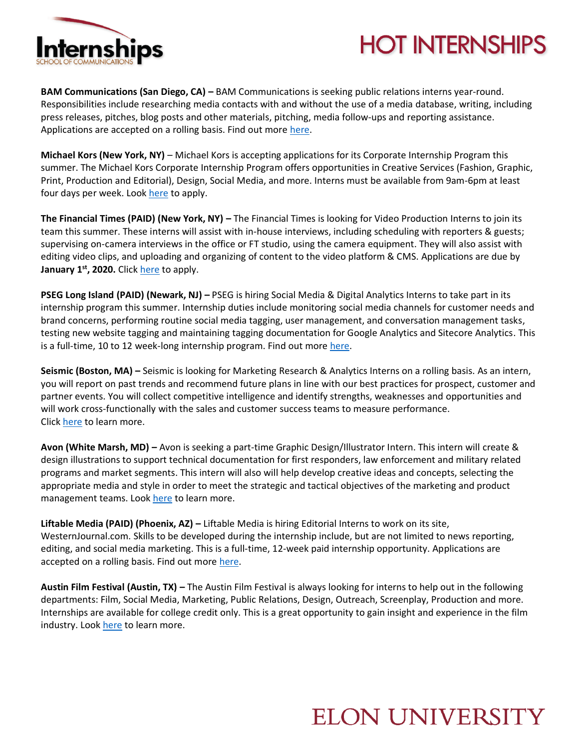# HOT INTERNSHIPS

**BAM Communications (San Diego, CA) –** BAM Communications is seeking public relations interns year-round. Responsibilities include researching media contacts with and without the use of a media database, writing, including press releases, pitches, blog posts and other materials, pitching, media follow-ups and reporting assistance. Applications are accepted on a rolling basis. Find out more here.

**Michael Kors (New York, NY)** – Michael Kors is accepting applications for its Corporate Internship Program this summer. The Michael Kors Corporate Internship Program offers opportunities in Creative Services (Fashion, Graphic, Print, Production and Editorial), Design, Social Media, and more. Interns must be available from 9am-6pm at least four days per week. Look here to apply.

**The Financial Times (PAID) (New York, NY) –** The Financial Times is looking for Video Production Interns to join its team this summer. These interns will assist with in-house interviews, including scheduling with reporters & guests; supervising on-camera interviews in the office or FT studio, using the camera equipment. They will also assist with editing video clips, and uploading and organizing of content to the video platform & CMS. Applications are due by **January 1st, 2020.** Click here to apply.

**PSEG Long Island (PAID) (Newark, NJ) –** PSEG is hiring Social Media & Digital Analytics Interns to take part in its internship program this summer. Internship duties include monitoring social media channels for customer needs and brand concerns, performing routine social media tagging, user management, and conversation management tasks, testing new website tagging and maintaining tagging documentation for Google Analytics and Sitecore Analytics. This is a full-time, 10 to 12 week-long internship program. Find out more here.

**Seismic (Boston, MA) –** Seismic is looking for Marketing Research & Analytics Interns on a rolling basis. As an intern, you will report on past trends and recommend future plans in line with our best practices for prospect, customer and partner events. You will collect competitive intelligence and identify strengths, weaknesses and opportunities and will work cross-functionally with the sales and customer success teams to measure performance. Click here to learn more.

**Avon (White Marsh, MD) –** Avon is seeking a part-time Graphic Design/Illustrator Intern. This intern will create & design illustrations to support technical documentation for first responders, law enforcement and military related programs and market segments. This intern will also will help develop creative ideas and concepts, selecting the appropriate media and style in order to meet the strategic and tactical objectives of the marketing and product management teams. Look here to learn more.

**Liftable Media (PAID) (Phoenix, AZ) –** Liftable Media is hiring Editorial Interns to work on its site, WesternJournal.com. Skills to be developed during the internship include, but are not limited to news reporting, editing, and social media marketing. This is a full-time, 12-week paid internship opportunity. Applications are accepted on a rolling basis. Find out more here.

**Austin Film Festival (Austin, TX) –** The Austin Film Festival is always looking for interns to help out in the following departments: Film, Social Media, Marketing, Public Relations, Design, Outreach, Screenplay, Production and more. Internships are available for college credit only. This is a great opportunity to gain insight and experience in the film industry. Look here to learn more.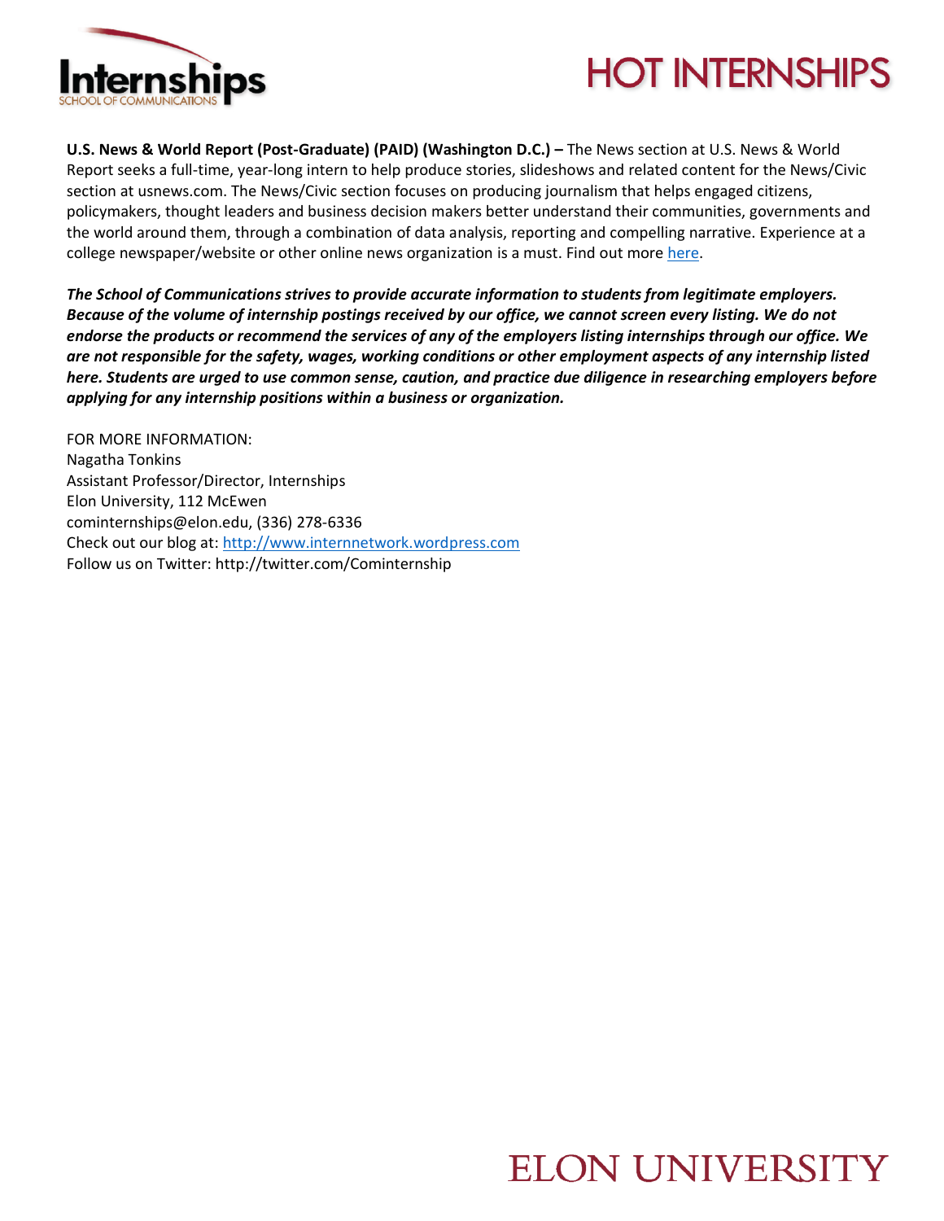**U.S. News & World Report (Post-Graduate) (PAID) (Washington D.C.) –** The News section at U.S. News & World Report seeks a full-time, year-long intern to help produce stories, slideshows and related content for the News/Civic section at usnews.com. The News/Civic section focuses on producing journalism that helps engaged citizens, policymakers, thought leaders and business decision makers better understand their communities, governments and the world around them, through a combination of data analysis, reporting and compelling narrative. Experience at a college newspaper/website or other online news organization is a must. Find out more here.

***The School of Communications strives to provide accurate information to students from legitimate employers. Because of the volume of internship postings received by our office, we cannot screen every listing. We do not endorse the products or recommend the services of any of the employers listing internships through our office. We are not responsible for the safety, wages, working conditions or other employment aspects of any internship listed here. Students are urged to use common sense, caution, and practice due diligence in researching employers before applying for any internship positions within a business or organization.***

FOR MORE INFORMATION:
Nagatha Tonkins
Assistant Professor/Director, Internships
Elon University, 112 McEwen
cominternships@elon.edu, (336) 278-6336
Check out our blog at: http://www.internnetwork.wordpress.com
Follow us on Twitter: http://twitter.com/Cominternship